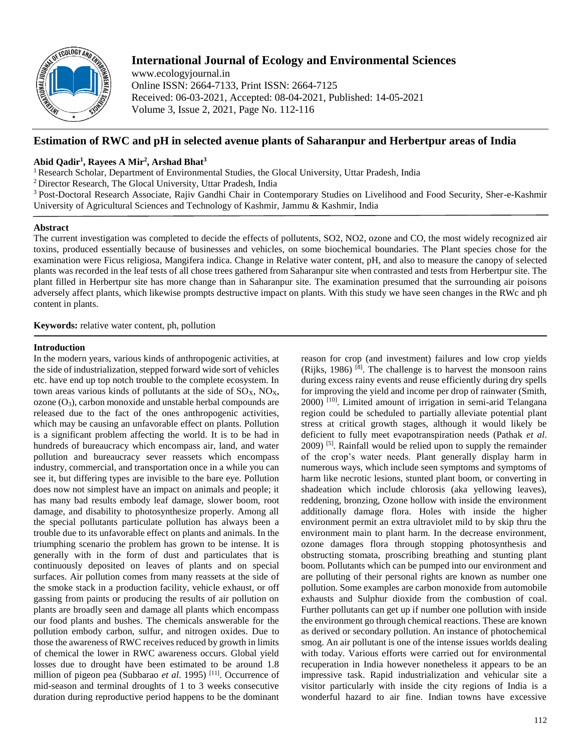# International Journal of Ecology and Environmental Sciences

www.ecologyjournal.in
Online ISSN: 2664-7133, Print ISSN: 2664-7125
Received: 06-03-2021, Accepted: 08-04-2021, Published: 14-05-2021
Volume 3, Issue 2, 2021, Page No. 112-116

## Estimation of RWC and pH in selected avenue plants of Saharanpur and Herbertpur areas of India

**Abid Qadir[1], Rayees A Mir[2], Arshad Bhat[3]**

[1] Research Scholar, Department of Environmental Studies, the Glocal University, Uttar Pradesh, India
[2] Director Research, The Glocal University, Uttar Pradesh, India
[3] Post-Doctoral Research Associate, Rajiv Gandhi Chair in Contemporary Studies on Livelihood and Food Security, Sher-e-Kashmir University of Agricultural Sciences and Technology of Kashmir, Jammu & Kashmir, India

### Abstract

The current investigation was completed to decide the effects of pollutents, SO2, NO2, ozone and CO, the most widely recognized air toxins, produced essentially because of businesses and vehicles, on some biochemical boundaries. The Plant species chose for the examination were Ficus religiosa, Mangifera indica. Change in Relative water content, pH, and also to measure the canopy of selected plants was recorded in the leaf tests of all chose trees gathered from Saharanpur site when contrasted and tests from Herbertpur site. The plant filled in Herbertpur site has more change than in Saharanpur site. The examination presumed that the surrounding air poisons adversely affect plants, which likewise prompts destructive impact on plants. With this study we have seen changes in the RWc and ph content in plants.

**Keywords:** relative water content, ph, pollution

### Introduction

In the modern years, various kinds of anthropogenic activities, at the side of industrialization, stepped forward wide sort of vehicles etc. have end up top notch trouble to the complete ecosystem. In town areas various kinds of pollutants at the side of $SO_X$, $NO_X$, ozone ($O_3$), carbon monoxide and unstable herbal compounds are released due to the fact of the ones anthropogenic activities, which may be causing an unfavorable effect on plants. Pollution is a significant problem affecting the world. It is to be had in hundreds of bureaucracy which encompass air, land, and water pollution and bureaucracy sever reassets which encompass industry, commercial, and transportation once in a while you can see it, but differing types are invisible to the bare eye. Pollution does now not simplest have an impact on animals and people; it has many bad results embody leaf damage, slower boom, root damage, and disability to photosynthesize properly. Among all the special pollutants particulate pollution has always been a trouble due to its unfavorable effect on plants and animals. In the triumphing scenario the problem has grown to be intense. It is generally with in the form of dust and particulates that is continuously deposited on leaves of plants and on special surfaces. Air pollution comes from many reassets at the side of the smoke stack in a production facility, vehicle exhaust, or off gassing from paints or producing the results of air pollution on plants are broadly seen and damage all plants which encompass our food plants and bushes. The chemicals answerable for the pollution embody carbon, sulfur, and nitrogen oxides. Due to those the awareness of RWC receives reduced by growth in limits of chemical the lower in RWC awareness occurs. Global yield losses due to drought have been estimated to be around 1.8 million of pigeon pea (Subbarao *et al*. 1995) [11]. Occurrence of mid-season and terminal droughts of 1 to 3 weeks consecutive duration during reproductive period happens to be the dominant reason for crop (and investment) failures and low crop yields (Rijks, 1986) [8]. The challenge is to harvest the monsoon rains during excess rainy events and reuse efficiently during dry spells for improving the yield and income per drop of rainwater (Smith, 2000) [10]. Limited amount of irrigation in semi-arid Telangana region could be scheduled to partially alleviate potential plant stress at critical growth stages, although it would likely be deficient to fully meet evapotranspiration needs (Pathak *et al*. 2009) [5]. Rainfall would be relied upon to supply the remainder of the crop's water needs. Plant generally display harm in numerous ways, which include seen symptoms and symptoms of harm like necrotic lesions, stunted plant boom, or converting in shadeation which include chlorosis (aka yellowing leaves), reddening, bronzing, Ozone hollow with inside the environment additionally damage flora. Holes with inside the higher environment permit an extra ultraviolet mild to by skip thru the environment main to plant harm. In the decrease environment, ozone damages flora through stopping photosynthesis and obstructing stomata, proscribing breathing and stunting plant boom. Pollutants which can be pumped into our environment and are polluting of their personal rights are known as number one pollution. Some examples are carbon monoxide from automobile exhausts and Sulphur dioxide from the combustion of coal. Further pollutants can get up if number one pollution with inside the environment go through chemical reactions. These are known as derived or secondary pollution. An instance of photochemical smog. An air pollutant is one of the intense issues worlds dealing with today. Various efforts were carried out for environmental recuperation in India however nonetheless it appears to be an impressive task. Rapid industrialization and vehicular site a visitor particularly with inside the city regions of India is a wonderful hazard to air fine. Indian towns have excessive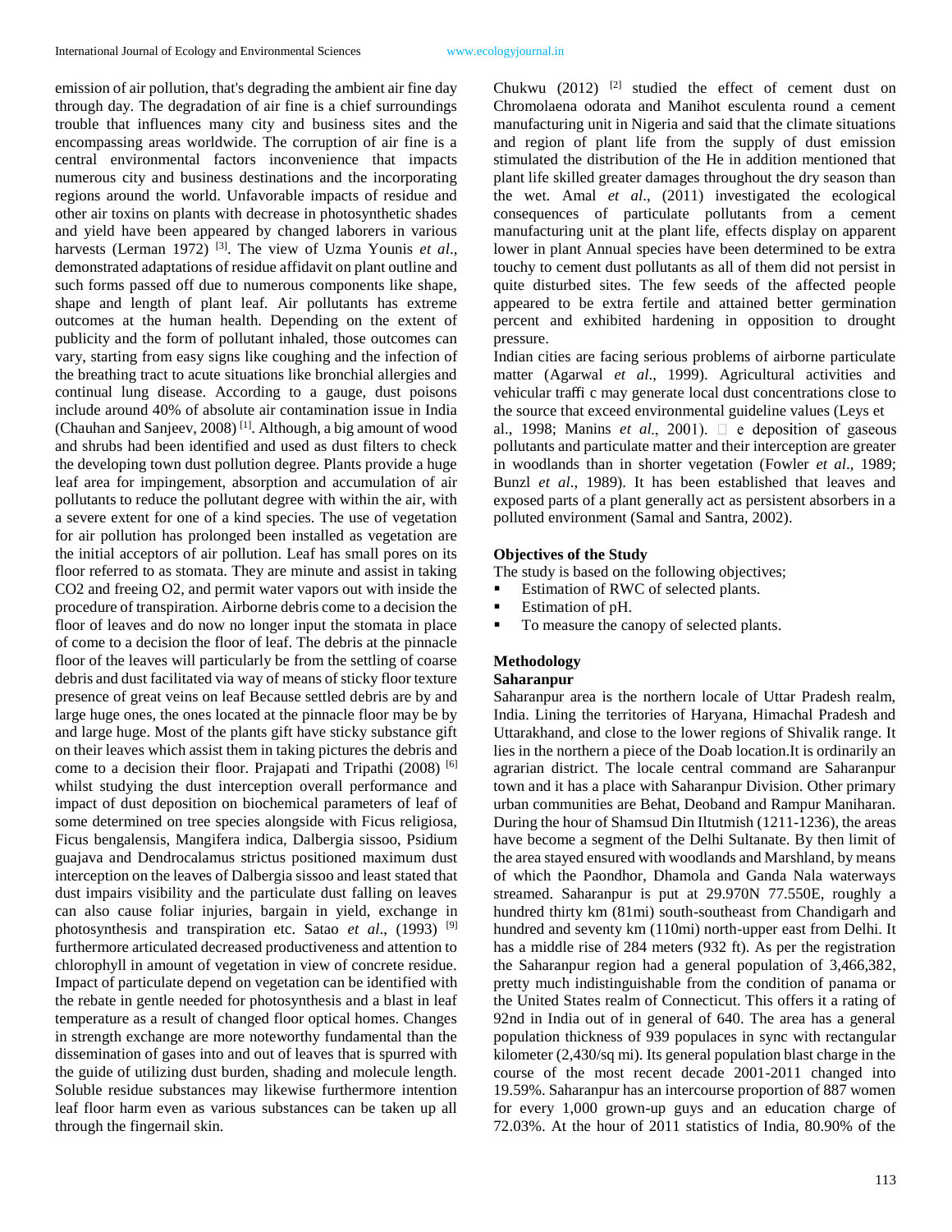emission of air pollution, that's degrading the ambient air fine day through day. The degradation of air fine is a chief surroundings trouble that influences many city and business sites and the encompassing areas worldwide. The corruption of air fine is a central environmental factors inconvenience that impacts numerous city and business destinations and the incorporating regions around the world. Unfavorable impacts of residue and other air toxins on plants with decrease in photosynthetic shades and yield have been appeared by changed laborers in various harvests (Lerman 1972) [3]. The view of Uzma Younis *et al*., demonstrated adaptations of residue affidavit on plant outline and such forms passed off due to numerous components like shape, shape and length of plant leaf. Air pollutants has extreme outcomes at the human health. Depending on the extent of publicity and the form of pollutant inhaled, those outcomes can vary, starting from easy signs like coughing and the infection of the breathing tract to acute situations like bronchial allergies and continual lung disease. According to a gauge, dust poisons include around 40% of absolute air contamination issue in India (Chauhan and Sanjeev, 2008) [1]. Although, a big amount of wood and shrubs had been identified and used as dust filters to check the developing town dust pollution degree. Plants provide a huge leaf area for impingement, absorption and accumulation of air pollutants to reduce the pollutant degree with within the air, with a severe extent for one of a kind species. The use of vegetation for air pollution has prolonged been installed as vegetation are the initial acceptors of air pollution. Leaf has small pores on its floor referred to as stomata. They are minute and assist in taking CO2 and freeing O2, and permit water vapors out with inside the procedure of transpiration. Airborne debris come to a decision the floor of leaves and do now no longer input the stomata in place of come to a decision the floor of leaf. The debris at the pinnacle floor of the leaves will particularly be from the settling of coarse debris and dust facilitated via way of means of sticky floor texture presence of great veins on leaf Because settled debris are by and large huge ones, the ones located at the pinnacle floor may be by and large huge. Most of the plants gift have sticky substance gift on their leaves which assist them in taking pictures the debris and come to a decision their floor. Prajapati and Tripathi (2008) [6] whilst studying the dust interception overall performance and impact of dust deposition on biochemical parameters of leaf of some determined on tree species alongside with Ficus religiosa, Ficus bengalensis, Mangifera indica, Dalbergia sissoo, Psidium guajava and Dendrocalamus strictus positioned maximum dust interception on the leaves of Dalbergia sissoo and least stated that dust impairs visibility and the particulate dust falling on leaves can also cause foliar injuries, bargain in yield, exchange in photosynthesis and transpiration etc. Satao *et al*., (1993) [9] furthermore articulated decreased productiveness and attention to chlorophyll in amount of vegetation in view of concrete residue. Impact of particulate depend on vegetation can be identified with the rebate in gentle needed for photosynthesis and a blast in leaf temperature as a result of changed floor optical homes. Changes in strength exchange are more noteworthy fundamental than the dissemination of gases into and out of leaves that is spurred with the guide of utilizing dust burden, shading and molecule length. Soluble residue substances may likewise furthermore intention leaf floor harm even as various substances can be taken up all through the fingernail skin.

Chukwu (2012) [2] studied the effect of cement dust on Chromolaena odorata and Manihot esculenta round a cement manufacturing unit in Nigeria and said that the climate situations and region of plant life from the supply of dust emission stimulated the distribution of the He in addition mentioned that plant life skilled greater damages throughout the dry season than the wet. Amal *et al*., (2011) investigated the ecological consequences of particulate pollutants from a cement manufacturing unit at the plant life, effects display on apparent lower in plant Annual species have been determined to be extra touchy to cement dust pollutants as all of them did not persist in quite disturbed sites. The few seeds of the affected people appeared to be extra fertile and attained better germination percent and exhibited hardening in opposition to drought pressure.

Indian cities are facing serious problems of airborne particulate matter (Agarwal *et al*., 1999). Agricultural activities and vehicular traffi c may generate local dust concentrations close to the source that exceed environmental guideline values (Leys et al., 1998; Manins *et al*., 2001). e deposition of gaseous pollutants and particulate matter and their interception are greater in woodlands than in shorter vegetation (Fowler *et al*., 1989; Bunzl *et al*., 1989). It has been established that leaves and exposed parts of a plant generally act as persistent absorbers in a polluted environment (Samal and Santra, 2002).

**Objectives of the Study**

The study is based on the following objectives;

- Estimation of RWC of selected plants.
- Estimation of pH.
- To measure the canopy of selected plants.

## Methodology

**Saharanpur**

Saharanpur area is the northern locale of Uttar Pradesh realm, India. Lining the territories of Haryana, Himachal Pradesh and Uttarakhand, and close to the lower regions of Shivalik range. It lies in the northern a piece of the Doab location.It is ordinarily an agrarian district. The locale central command are Saharanpur town and it has a place with Saharanpur Division. Other primary urban communities are Behat, Deoband and Rampur Maniharan. During the hour of Shamsud Din Iltutmish (1211-1236), the areas have become a segment of the Delhi Sultanate. By then limit of the area stayed ensured with woodlands and Marshland, by means of which the Paondhor, Dhamola and Ganda Nala waterways streamed. Saharanpur is put at 29.970N 77.550E, roughly a hundred thirty km (81mi) south-southeast from Chandigarh and hundred and seventy km (110mi) north-upper east from Delhi. It has a middle rise of 284 meters (932 ft). As per the registration the Saharanpur region had a general population of 3,466,382, pretty much indistinguishable from the condition of panama or the United States realm of Connecticut. This offers it a rating of 92nd in India out of in general of 640. The area has a general population thickness of 939 populaces in sync with rectangular kilometer (2,430/sq mi). Its general population blast charge in the course of the most recent decade 2001-2011 changed into 19.59%. Saharanpur has an intercourse proportion of 887 women for every 1,000 grown-up guys and an education charge of 72.03%. At the hour of 2011 statistics of India, 80.90% of the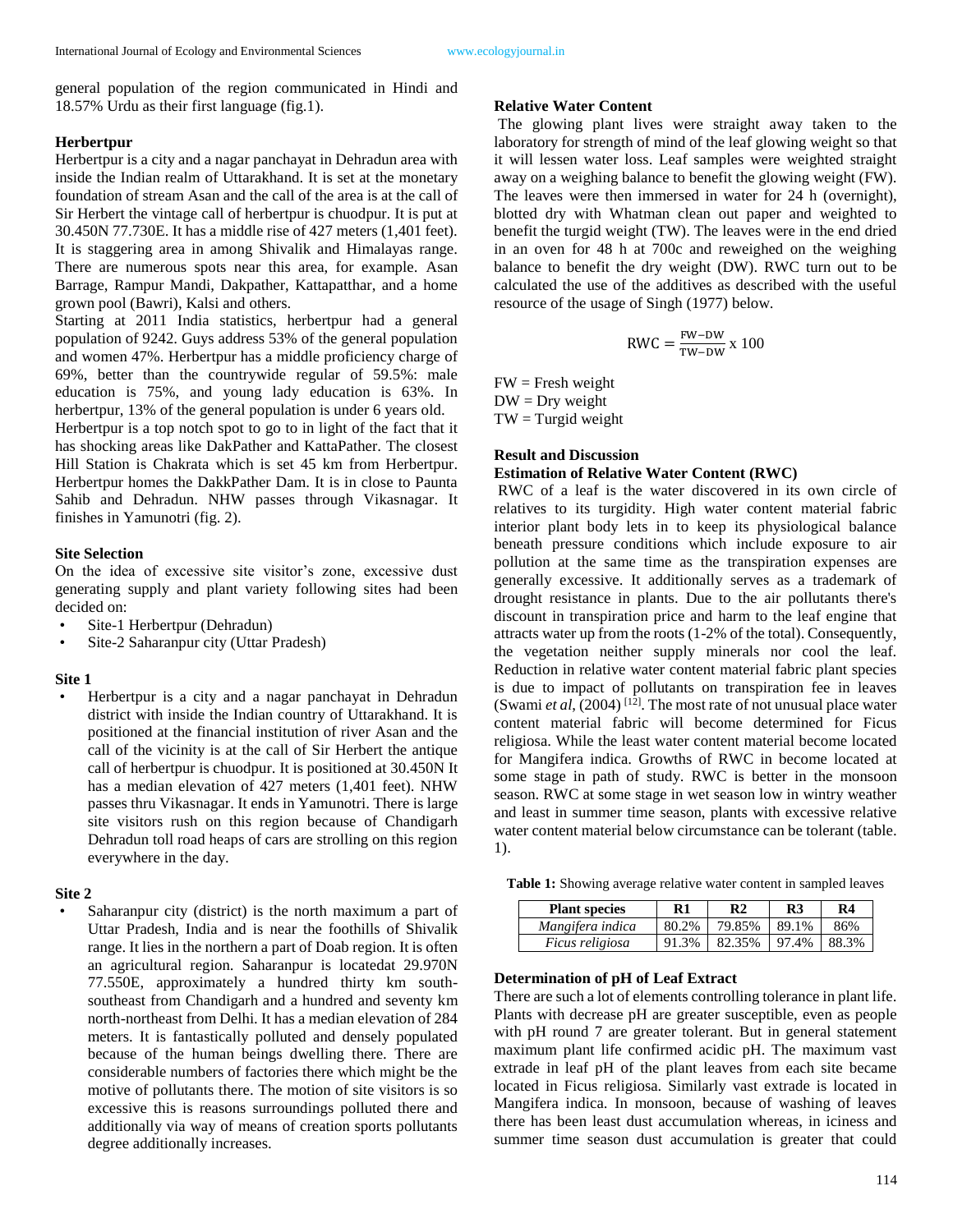general population of the region communicated in Hindi and 18.57% Urdu as their first language (fig.1).

### Herbertpur

Herbertpur is a city and a nagar panchayat in Dehradun area with inside the Indian realm of Uttarakhand. It is set at the monetary foundation of stream Asan and the call of the area is at the call of Sir Herbert the vintage call of herbertpur is chuodpur. It is put at 30.450N 77.730E. It has a middle rise of 427 meters (1,401 feet). It is staggering area in among Shivalik and Himalayas range. There are numerous spots near this area, for example. Asan Barrage, Rampur Mandi, Dakpather, Kattapatthar, and a home grown pool (Bawri), Kalsi and others.

Starting at 2011 India statistics, herbertpur had a general population of 9242. Guys address 53% of the general population and women 47%. Herbertpur has a middle proficiency charge of 69%, better than the countrywide regular of 59.5%: male education is 75%, and young lady education is 63%. In herbertpur, 13% of the general population is under 6 years old.

Herbertpur is a top notch spot to go to in light of the fact that it has shocking areas like DakPather and KattaPather. The closest Hill Station is Chakrata which is set 45 km from Herbertpur. Herbertpur homes the DakkPather Dam. It is in close to Paunta Sahib and Dehradun. NHW passes through Vikasnagar. It finishes in Yamunotri (fig. 2).

### Site Selection

On the idea of excessive site visitor's zone, excessive dust generating supply and plant variety following sites had been decided on:

- Site-1 Herbertpur (Dehradun)
- Site-2 Saharanpur city (Uttar Pradesh)

### Site 1

- Herbertpur is a city and a nagar panchayat in Dehradun district with inside the Indian country of Uttarakhand. It is positioned at the financial institution of river Asan and the call of the vicinity is at the call of Sir Herbert the antique call of herbertpur is chuodpur. It is positioned at 30.450N It has a median elevation of 427 meters (1,401 feet). NHW passes thru Vikasnagar. It ends in Yamunotri. There is large site visitors rush on this region because of Chandigarh Dehradun toll road heaps of cars are strolling on this region everywhere in the day.

### Site 2

- Saharanpur city (district) is the north maximum a part of Uttar Pradesh, India and is near the foothills of Shivalik range. It lies in the northern a part of Doab region. It is often an agricultural region. Saharanpur is locatedat 29.970N 77.550E, approximately a hundred thirty km south-southeast from Chandigarh and a hundred and seventy km north-northeast from Delhi. It has a median elevation of 284 meters. It is fantastically polluted and densely populated because of the human beings dwelling there. There are considerable numbers of factories there which might be the motive of pollutants there. The motion of site visitors is so excessive this is reasons surroundings polluted there and additionally via way of means of creation sports pollutants degree additionally increases.

### Relative Water Content

The glowing plant lives were straight away taken to the laboratory for strength of mind of the leaf glowing weight so that it will lessen water loss. Leaf samples were weighted straight away on a weighing balance to benefit the glowing weight (FW). The leaves were then immersed in water for 24 h (overnight), blotted dry with Whatman clean out paper and weighted to benefit the turgid weight (TW). The leaves were in the end dried in an oven for 48 h at 700c and reweighed on the weighing balance to benefit the dry weight (DW). RWC turn out to be calculated the use of the additives as described with the useful resource of the usage of Singh (1977) below.

$$\text{RWC} = \frac{\text{FW}-\text{DW}}{\text{TW}-\text{DW}} \text{ x } 100$$

FW = Fresh weight
DW = Dry weight
TW = Turgid weight

## Result and Discussion

### Estimation of Relative Water Content (RWC)

RWC of a leaf is the water discovered in its own circle of relatives to its turgidity. High water content material fabric interior plant body lets in to keep its physiological balance beneath pressure conditions which include exposure to air pollution at the same time as the transpiration expenses are generally excessive. It additionally serves as a trademark of drought resistance in plants. Due to the air pollutants there's discount in transpiration price and harm to the leaf engine that attracts water up from the roots (1-2% of the total). Consequently, the vegetation neither supply minerals nor cool the leaf. Reduction in relative water content material fabric plant species is due to impact of pollutants on transpiration fee in leaves (Swami *et al*, (2004) [12]. The most rate of not unusual place water content material fabric will become determined for Ficus religiosa. While the least water content material become located for Mangifera indica. Growths of RWC in become located at some stage in path of study. RWC is better in the monsoon season. RWC at some stage in wet season low in wintry weather and least in summer time season, plants with excessive relative water content material below circumstance can be tolerant (table. 1).

**Table 1:** Showing average relative water content in sampled leaves

| Plant species | R1 | R2 | R3 | R4 |
|---|---|---|---|---|
| *Mangifera indica* | 80.2% | 79.85% | 89.1% | 86% |
| *Ficus religiosa* | 91.3% | 82.35% | 97.4% | 88.3% |

### Determination of pH of Leaf Extract

There are such a lot of elements controlling tolerance in plant life. Plants with decrease pH are greater susceptible, even as people with pH round 7 are greater tolerant. But in general statement maximum plant life confirmed acidic pH. The maximum vast extrade in leaf pH of the plant leaves from each site became located in Ficus religiosa. Similarly vast extrade is located in Mangifera indica. In monsoon, because of washing of leaves there has been least dust accumulation whereas, in iciness and summer time season dust accumulation is greater that could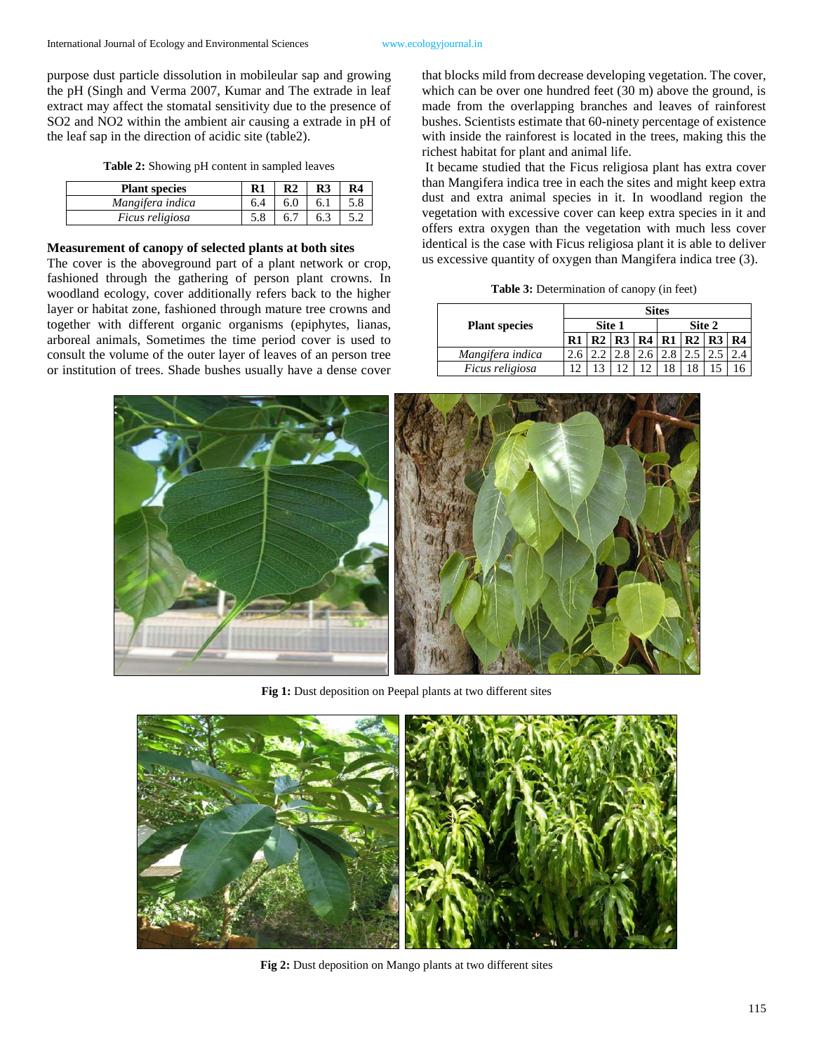purpose dust particle dissolution in mobileular sap and growing the pH (Singh and Verma 2007, Kumar and The extrade in leaf extract may affect the stomatal sensitivity due to the presence of $SO_2$ and $NO_2$ within the ambient air causing a extrade in pH of the leaf sap in the direction of acidic site (table2).

**Table 2:** Showing pH content in sampled leaves

| Plant species | R1 | R2 | R3 | R4 |
|---|---|---|---|---|
| *Mangifera indica* | 6.4 | 6.0 | 6.1 | 5.8 |
| *Ficus religiosa* | 5.8 | 6.7 | 6.3 | 5.2 |

### Measurement of canopy of selected plants at both sites

The cover is the aboveground part of a plant network or crop, fashioned through the gathering of person plant crowns. In woodland ecology, cover additionally refers back to the higher layer or habitat zone, fashioned through mature tree crowns and together with different organic organisms (epiphytes, lianas, arboreal animals, Sometimes the time period cover is used to consult the volume of the outer layer of leaves of an person tree or institution of trees. Shade bushes usually have a dense cover that blocks mild from decrease developing vegetation. The cover, which can be over one hundred feet (30 m) above the ground, is made from the overlapping branches and leaves of rainforest bushes. Scientists estimate that 60-ninety percentage of existence with inside the rainforest is located in the trees, making this the richest habitat for plant and animal life.

It became studied that the Ficus religiosa plant has extra cover than Mangifera indica tree in each the sites and might keep extra dust and extra animal species in it. In woodland region the vegetation with excessive cover can keep extra species in it and offers extra oxygen than the vegetation with much less cover identical is the case with Ficus religiosa plant it is able to deliver us excessive quantity of oxygen than Mangifera indica tree (3).

**Table 3:** Determination of canopy (in feet)

| Plant species | Sites | | | | | | | |
|---|---|---|---|---|---|---|---|---|
| | Site 1 | | | | Site 2 | | | |
| | R1 | R2 | R3 | R4 | R1 | R2 | R3 | R4 |
| *Mangifera indica* | 2.6 | 2.2 | 2.8 | 2.6 | 2.8 | 2.5 | 2.5 | 2.4 |
| *Ficus religiosa* | 12 | 13 | 12 | 12 | 18 | 18 | 15 | 16 |

**Fig 1:** Dust deposition on Peepal plants at two different sites

**Fig 2:** Dust deposition on Mango plants at two different sites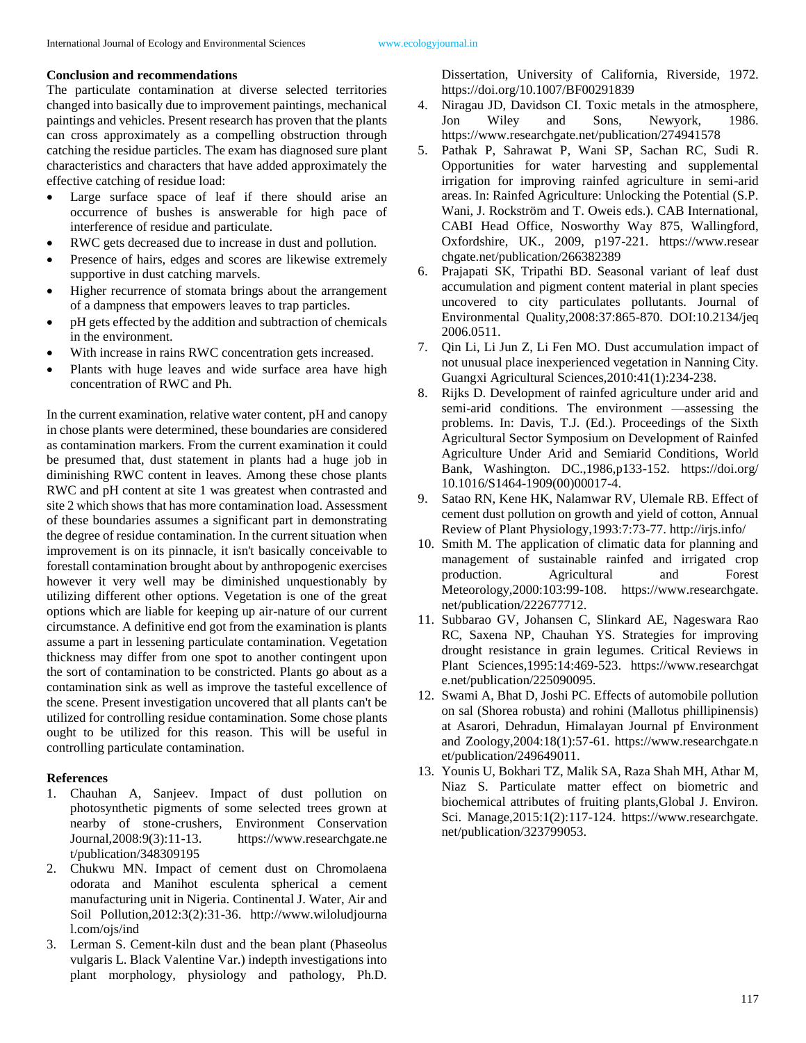### Conclusion and recommendations

The particulate contamination at diverse selected territories changed into basically due to improvement paintings, mechanical paintings and vehicles. Present research has proven that the plants can cross approximately as a compelling obstruction through catching the residue particles. The exam has diagnosed sure plant characteristics and characters that have added approximately the effective catching of residue load:

- Large surface space of leaf if there should arise an occurrence of bushes is answerable for high pace of interference of residue and particulate.
- RWC gets decreased due to increase in dust and pollution.
- Presence of hairs, edges and scores are likewise extremely supportive in dust catching marvels.
- Higher recurrence of stomata brings about the arrangement of a dampness that empowers leaves to trap particles.
- pH gets effected by the addition and subtraction of chemicals in the environment.
- With increase in rains RWC concentration gets increased.
- Plants with huge leaves and wide surface area have high concentration of RWC and Ph.

In the current examination, relative water content, pH and canopy in chose plants were determined, these boundaries are considered as contamination markers. From the current examination it could be presumed that, dust statement in plants had a huge job in diminishing RWC content in leaves. Among these chose plants RWC and pH content at site 1 was greatest when contrasted and site 2 which shows that has more contamination load. Assessment of these boundaries assumes a significant part in demonstrating the degree of residue contamination. In the current situation when improvement is on its pinnacle, it isn't basically conceivable to forestall contamination brought about by anthropogenic exercises however it very well may be diminished unquestionably by utilizing different other options. Vegetation is one of the great options which are liable for keeping up air-nature of our current circumstance. A definitive end got from the examination is plants assume a part in lessening particulate contamination. Vegetation thickness may differ from one spot to another contingent upon the sort of contamination to be constricted. Plants go about as a contamination sink as well as improve the tasteful excellence of the scene. Present investigation uncovered that all plants can't be utilized for controlling residue contamination. Some chose plants ought to be utilized for this reason. This will be useful in controlling particulate contamination.

### References

1. Chauhan A, Sanjeev. Impact of dust pollution on photosynthetic pigments of some selected trees grown at nearby of stone-crushers, Environment Conservation Journal,2008:9(3):11-13. https://www.researchgate.net/publication/348309195
2. Chukwu MN. Impact of cement dust on Chromolaena odorata and Manihot esculenta spherical a cement manufacturing unit in Nigeria. Continental J. Water, Air and Soil Pollution,2012:3(2):31-36. http://www.wiloludjournal.com/ojs/ind
3. Lerman S. Cement-kiln dust and the bean plant (Phaseolus vulgaris L. Black Valentine Var.) indepth investigations into plant morphology, physiology and pathology, Ph.D. Dissertation, University of California, Riverside, 1972. https://doi.org/10.1007/BF00291839
4. Niragau JD, Davidson CI. Toxic metals in the atmosphere, Jon Wiley and Sons, Newyork, 1986. https://www.researchgate.net/publication/274941578
5. Pathak P, Sahrawat P, Wani SP, Sachan RC, Sudi R. Opportunities for water harvesting and supplemental irrigation for improving rainfed agriculture in semi-arid areas. In: Rainfed Agriculture: Unlocking the Potential (S.P. Wani, J. Rockström and T. Oweis eds.). CAB International, CABI Head Office, Nosworthy Way 875, Wallingford, Oxfordshire, UK., 2009, p197-221. https://www.researchgate.net/publication/266382389
6. Prajapati SK, Tripathi BD. Seasonal variant of leaf dust accumulation and pigment content material in plant species uncovered to city particulates pollutants. Journal of Environmental Quality,2008:37:865-870. DOI:10.2134/jeq2006.0511.
7. Qin Li, Li Jun Z, Li Fen MO. Dust accumulation impact of not unusual place inexperienced vegetation in Nanning City. Guangxi Agricultural Sciences,2010:41(1):234-238.
8. Rijks D. Development of rainfed agriculture under arid and semi-arid conditions. The environment —assessing the problems. In: Davis, T.J. (Ed.). Proceedings of the Sixth Agricultural Sector Symposium on Development of Rainfed Agriculture Under Arid and Semiarid Conditions, World Bank, Washington. DC.,1986,p133-152. https://doi.org/10.1016/S1464-1909(00)00017-4.
9. Satao RN, Kene HK, Nalamwar RV, Ulemale RB. Effect of cement dust pollution on growth and yield of cotton, Annual Review of Plant Physiology,1993:7:73-77. http://irjs.info/
10. Smith M. The application of climatic data for planning and management of sustainable rainfed and irrigated crop production. Agricultural and Forest Meteorology,2000:103:99-108. https://www.researchgate.net/publication/222677712.
11. Subbarao GV, Johansen C, Slinkard AE, Nageswara Rao RC, Saxena NP, Chauhan YS. Strategies for improving drought resistance in grain legumes. Critical Reviews in Plant Sciences,1995:14:469-523. https://www.researchgate.net/publication/225090095.
12. Swami A, Bhat D, Joshi PC. Effects of automobile pollution on sal (Shorea robusta) and rohini (Mallotus phillipinensis) at Asarori, Dehradun, Himalayan Journal pf Environment and Zoology,2004:18(1):57-61. https://www.researchgate.net/publication/249649011.
13. Younis U, Bokhari TZ, Malik SA, Raza Shah MH, Athar M, Niaz S. Particulate matter effect on biometric and biochemical attributes of fruiting plants,Global J. Environ. Sci. Manage,2015:1(2):117-124. https://www.researchgate.net/publication/323799053.